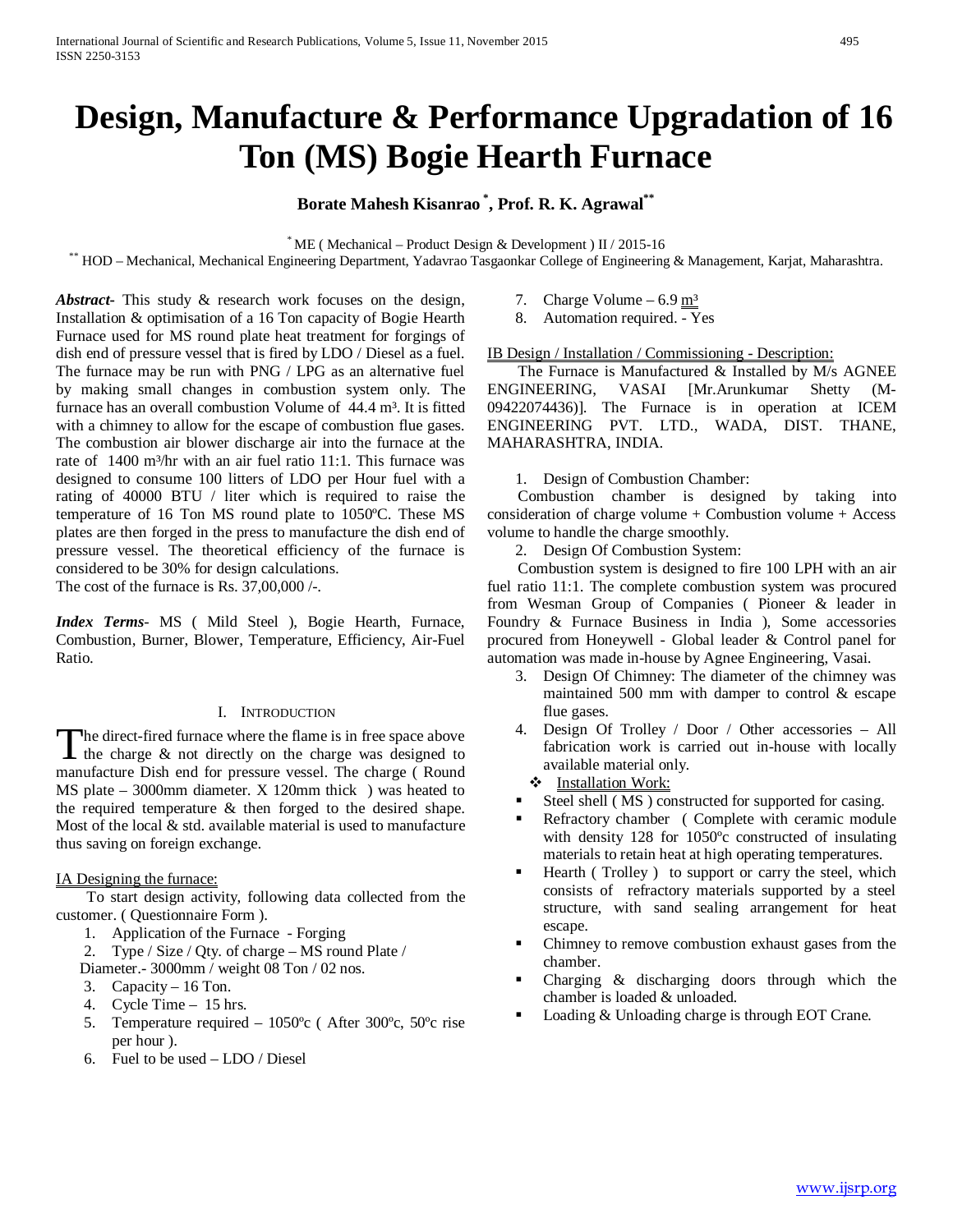// Turn 1

# Design, Manufacture & Performance Upgradation of 16 Ton (MS) Bogie Hearth Furnace

**Borate Mahesh Kisanrao [*], Prof. R. K. Agrawal [**]**

[*] ME ( Mechanical – Product Design & Development ) II / 2015-16

[**] HOD – Mechanical, Mechanical Engineering Department, Yadavrao Tasgaonkar College of Engineering & Management, Karjat, Maharashtra.

***Abstract-*** This study & research work focuses on the design, Installation & optimisation of a 16 Ton capacity of Bogie Hearth Furnace used for MS round plate heat treatment for forgings of dish end of pressure vessel that is fired by LDO / Diesel as a fuel. The furnace may be run with PNG / LPG as an alternative fuel by making small changes in combustion system only. The furnace has an overall combustion Volume of 44.4 m³. It is fitted with a chimney to allow for the escape of combustion flue gases. The combustion air blower discharge air into the furnace at the rate of 1400 m³/hr with an air fuel ratio 11:1. This furnace was designed to consume 100 litters of LDO per Hour fuel with a rating of 40000 BTU / liter which is required to raise the temperature of 16 Ton MS round plate to 1050ºC. These MS plates are then forged in the press to manufacture the dish end of pressure vessel. The theoretical efficiency of the furnace is considered to be 30% for design calculations.

The cost of the furnace is Rs. 37,00,000 /-.

***Index Terms-*** MS ( Mild Steel ), Bogie Hearth, Furnace, Combustion, Burner, Blower, Temperature, Efficiency, Air-Fuel Ratio.

## I. Introduction

The direct-fired furnace where the flame is in free space above the charge & not directly on the charge was designed to manufacture Dish end for pressure vessel. The charge ( Round MS plate – 3000mm diameter. X 120mm thick ) was heated to the required temperature & then forged to the desired shape. Most of the local & std. available material is used to manufacture thus saving on foreign exchange.

### IA Designing the furnace:

To start design activity, following data collected from the customer. ( Questionnaire Form ).

1. Application of the Furnace - Forging
2. Type / Size / Qty. of charge – MS round Plate / Diameter.- 3000mm / weight 08 Ton / 02 nos.
3. Capacity – 16 Ton.
4. Cycle Time – 15 hrs.
5. Temperature required – 1050ºc ( After 300ºc, 50ºc rise per hour ).
6. Fuel to be used – LDO / Diesel
7. Charge Volume – 6.9 m³
8. Automation required. - Yes

### IB Design / Installation / Commissioning - Description:

The Furnace is Manufactured & Installed by M/s AGNEE ENGINEERING, VASAI [Mr.Arunkumar Shetty (M-09422074436)]. The Furnace is in operation at ICEM ENGINEERING PVT. LTD., WADA, DIST. THANE, MAHARASHTRA, INDIA.

1. Design of Combustion Chamber:

Combustion chamber is designed by taking into consideration of charge volume + Combustion volume + Access volume to handle the charge smoothly.

2. Design Of Combustion System:

Combustion system is designed to fire 100 LPH with an air fuel ratio 11:1. The complete combustion system was procured from Wesman Group of Companies ( Pioneer & leader in Foundry & Furnace Business in India ), Some accessories procured from Honeywell - Global leader & Control panel for automation was made in-house by Agnee Engineering, Vasai.

3. Design Of Chimney: The diameter of the chimney was maintained 500 mm with damper to control & escape flue gases.
4. Design Of Trolley / Door / Other accessories – All fabrication work is carried out in-house with locally available material only.

❖ Installation Work:

- Steel shell ( MS ) constructed for supported for casing.
- Refractory chamber ( Complete with ceramic module with density 128 for 1050ºc constructed of insulating materials to retain heat at high operating temperatures.
- Hearth ( Trolley ) to support or carry the steel, which consists of refractory materials supported by a steel structure, with sand sealing arrangement for heat escape.
- Chimney to remove combustion exhaust gases from the chamber.
- Charging & discharging doors through which the chamber is loaded & unloaded.
- Loading & Unloading charge is through EOT Crane.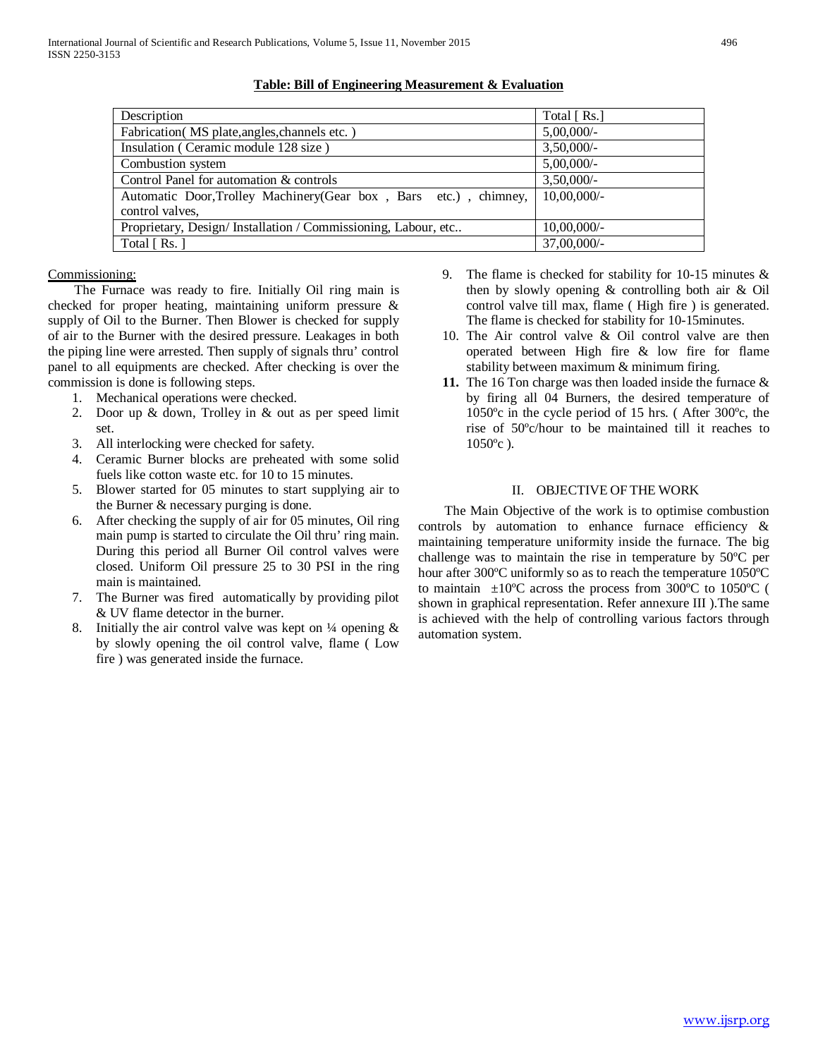**Table: Bill of Engineering Measurement & Evaluation**

| Description | Total [ Rs.] |
|---|---|
| Fabrication( MS plate,angles,channels etc. ) | 5,00,000/- |
| Insulation ( Ceramic module 128 size ) | 3,50,000/- |
| Combustion system | 5,00,000/- |
| Control Panel for automation & controls | 3,50,000/- |
| Automatic Door,Trolley Machinery(Gear box , Bars etc.) , chimney, control valves, | 10,00,000/- |
| Proprietary, Design/ Installation / Commissioning, Labour, etc.. | 10,00,000/- |
| Total [ Rs. ] | 37,00,000/- |

Commissioning:

The Furnace was ready to fire. Initially Oil ring main is checked for proper heating, maintaining uniform pressure & supply of Oil to the Burner. Then Blower is checked for supply of air to the Burner with the desired pressure. Leakages in both the piping line were arrested. Then supply of signals thru' control panel to all equipments are checked. After checking is over the commission is done is following steps.

1. Mechanical operations were checked.
2. Door up & down, Trolley in & out as per speed limit set.
3. All interlocking were checked for safety.
4. Ceramic Burner blocks are preheated with some solid fuels like cotton waste etc. for 10 to 15 minutes.
5. Blower started for 05 minutes to start supplying air to the Burner & necessary purging is done.
6. After checking the supply of air for 05 minutes, Oil ring main pump is started to circulate the Oil thru' ring main. During this period all Burner Oil control valves were closed. Uniform Oil pressure 25 to 30 PSI in the ring main is maintained.
7. The Burner was fired automatically by providing pilot & UV flame detector in the burner.
8. Initially the air control valve was kept on ¼ opening & by slowly opening the oil control valve, flame ( Low fire ) was generated inside the furnace.
9. The flame is checked for stability for 10-15 minutes & then by slowly opening & controlling both air & Oil control valve till max, flame ( High fire ) is generated. The flame is checked for stability for 10-15minutes.
10. The Air control valve & Oil control valve are then operated between High fire & low fire for flame stability between maximum & minimum firing.
11. The 16 Ton charge was then loaded inside the furnace & by firing all 04 Burners, the desired temperature of 1050ºc in the cycle period of 15 hrs. ( After 300ºc, the rise of 50ºc/hour to be maintained till it reaches to 1050ºc ).

## II. OBJECTIVE OF THE WORK

The Main Objective of the work is to optimise combustion controls by automation to enhance furnace efficiency & maintaining temperature uniformity inside the furnace. The big challenge was to maintain the rise in temperature by 50ºC per hour after 300ºC uniformly so as to reach the temperature 1050ºC to maintain ±10ºC across the process from 300ºC to 1050ºC ( shown in graphical representation. Refer annexure III ).The same is achieved with the help of controlling various factors through automation system.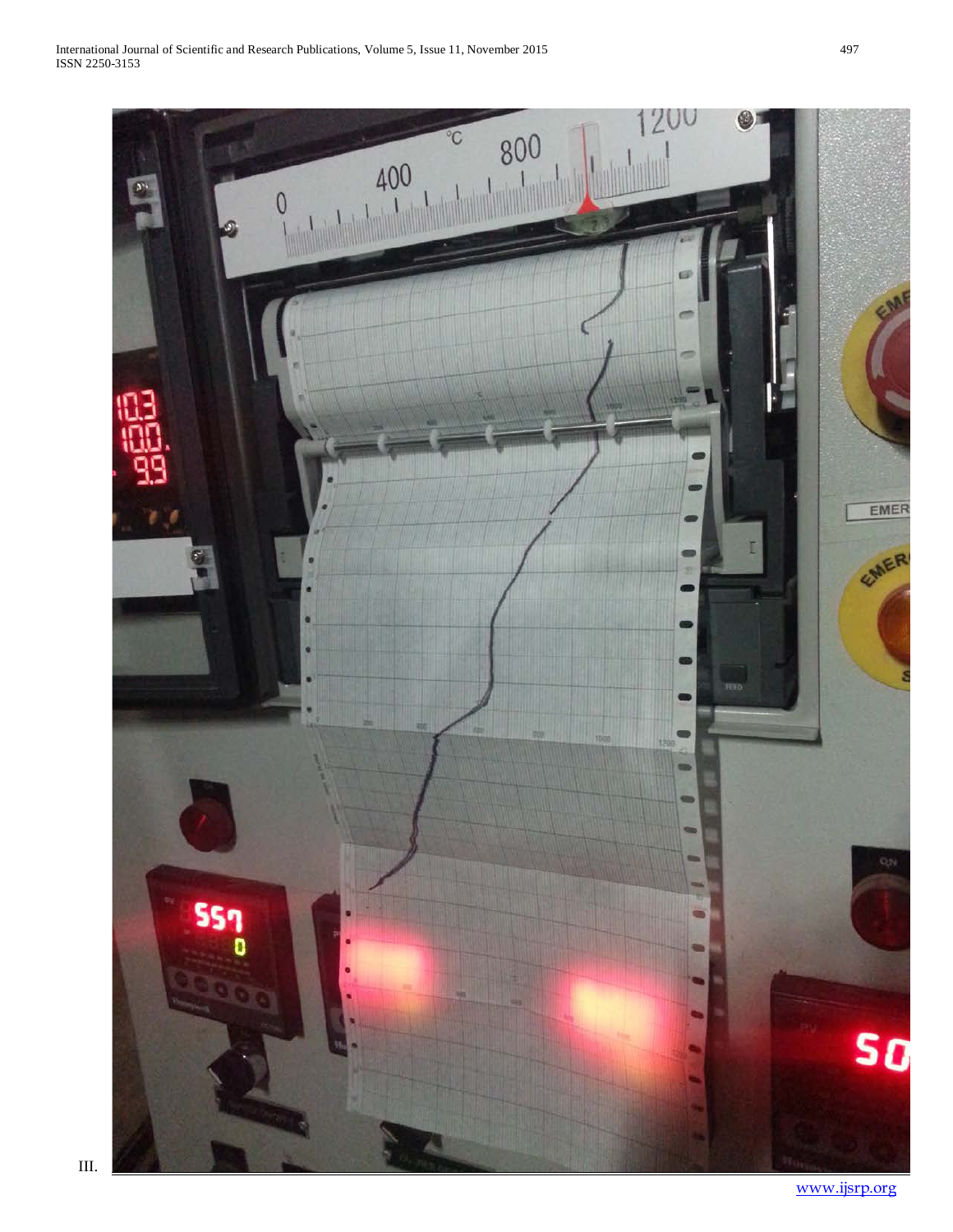III.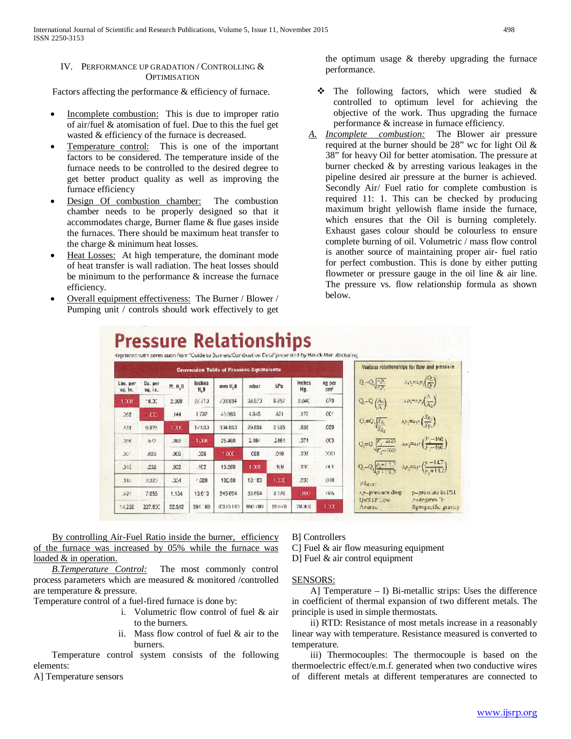## IV. PERFORMANCE UP GRADATION / CONTROLLING & OPTIMISATION

Factors affecting the performance & efficiency of furnace.

- Incomplete combustion: This is due to improper ratio of air/fuel & atomisation of fuel. Due to this the fuel get wasted & efficiency of the furnace is decreased.
- Temperature control: This is one of the important factors to be considered. The temperature inside of the furnace needs to be controlled to the desired degree to get better product quality as well as improving the furnace efficiency
- Design Of combustion chamber: The combustion chamber needs to be properly designed so that it accommodates charge, Burner flame & flue gases inside the furnaces. There should be maximum heat transfer to the charge & minimum heat losses.
- Heat Losses: At high temperature, the dominant mode of heat transfer is wall radiation. The heat losses should be minimum to the performance & increase the furnace efficiency.
- Overall equipment effectiveness: The Burner / Blower / Pumping unit / controls should work effectively to get the optimum usage & thereby upgrading the furnace performance.

❖ The following factors, which were studied & controlled to optimum level for achieving the objective of the work. Thus upgrading the furnace performance & increase in furnace efficiency.

A. *Incomplete combustion:* The Blower air pressure required at the burner should be 28" wc for light Oil & 38" for heavy Oil for better atomisation. The pressure at burner checked & by arresting various leakages in the pipeline desired air pressure at the burner is achieved. Secondly Air/ Fuel ratio for complete combustion is required 11: 1. This can be checked by producing maximum bright yellowish flame inside the furnace, which ensures that the Oil is burning completely. Exhaust gases colour should be colourless to ensure complete burning of oil. Volumetric / mass flow control is another source of maintaining proper air- fuel ratio for perfect combustion. This is done by either putting flowmeter or pressure gauge in the oil line & air line. The pressure vs. flow relationship formula as shown below.

**Pressure Relationships**

Reprinted with permission from "Guide to Burners/Combustion Data" presented by Hauck Manufacturing

Conversion Table of Pressure Equivalents

| Lbs. per sq. in. | Oz. per sq. in. | Ft. $H_2O$ | Inches $H_2O$ | mm $H_2O$ | mbar | kPa | Inches Hg. | kg per cm² |
|---|---|---|---|---|---|---|---|---|
| 1.000 | 16.00 | 2.309 | 27.710 | 703.834 | 68.970 | 6.897 | 2.040 | .070 |
| .063 | 1.000 | .144 | 1.732 | 43.993 | 4.345 | .431 | .127 | .004 |
| .433 | 6.928 | 1.000 | 12.000 | 304.800 | 29.884 | 2.985 | .883 | .030 |
| .036 | .577 | .083 | 1.000 | 25.400 | 2.484 | .2484 | .074 | .003 |
| .001 | .023 | .003 | .039 | 1.000 | .098 | .010 | .003 | .0001 |
| .015 | .232 | .033 | .402 | 10.208 | 1.000 | .100 | .030 | .001 |
| .145 | 2.320 | .334 | 4.020 | 102.00 | 10.183 | 1.000 | .295 | .010 |
| .491 | 7.855 | 1.134 | 13.610 | 345.694 | 33.864 | 3.386 | 1.000 | .035 |
| 14.220 | 227.600 | 32.842 | 394.100 | 10010.140 | 980.700 | 98.070 | 28.900 | 1.000 |

Various relationships for flow and pressure

$$Q_2=Q_1\sqrt{\frac{\Delta p_2}{\Delta p_1}} \qquad \Delta p_2=\Delta p_1\left(\frac{Q_2}{Q_1}\right)^2$$

$$Q_2=Q_1\left(\frac{A_2}{A_1}\right) \qquad \Delta p_2=\Delta p_1\left(\frac{A_1}{A_2}\right)^2$$

$$Q_2=Q_1\sqrt{\frac{Sg_1}{Sg_2}} \qquad \Delta p_2=\Delta p_1\left(\frac{Sg_2}{Sg_1}\right)$$

$$Q_2=Q_1\sqrt{\frac{F_1+460}{F_2+460}} \qquad \Delta p_2=\Delta p_1\left(\frac{F_2+460}{F_1+460}\right)$$

$$Q_2=Q_1\sqrt{\frac{p_2+14.7}{p_1+14.7}} \qquad \Delta p_2=\Delta p_1\left(\frac{p_1+14.7}{p_2+14.7}\right)$$

Where:
$\Delta p$=pressure drop, p=pressure in PSI
Q=STP Flow, F=degrees °F
A=area, Sg=specific gravity

By controlling Air-Fuel Ratio inside the burner, efficiency of the furnace was increased by 05% while the furnace was loaded & in operation.

*B.Temperature Control:* The most commonly control process parameters which are measured & monitored /controlled are temperature & pressure.

Temperature control of a fuel-fired furnace is done by:

i. Volumetric flow control of fuel & air to the burners.
ii. Mass flow control of fuel & air to the burners.

Temperature control system consists of the following elements:

A] Temperature sensors
B] Controllers
C] Fuel & air flow measuring equipment
D] Fuel & air control equipment

SENSORS:

A] Temperature – I) Bi-metallic strips: Uses the difference in coefficient of thermal expansion of two different metals. The principle is used in simple thermostats.

ii) RTD: Resistance of most metals increase in a reasonably linear way with temperature. Resistance measured is converted to temperature.

iii) Thermocouples: The thermocouple is based on the thermoelectric effect/e.m.f. generated when two conductive wires of different metals at different temperatures are connected to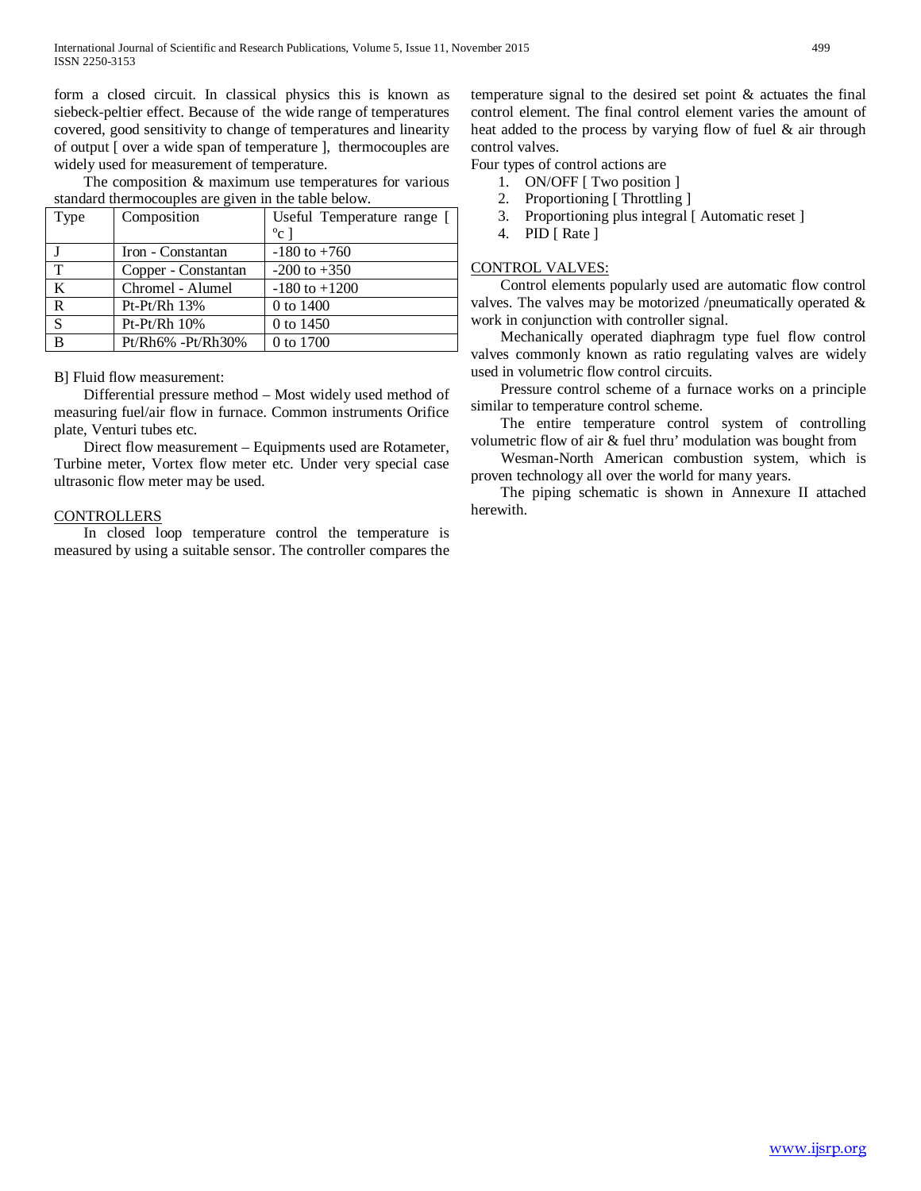form a closed circuit. In classical physics this is known as siebeck-peltier effect. Because of the wide range of temperatures covered, good sensitivity to change of temperatures and linearity of output [ over a wide span of temperature ], thermocouples are widely used for measurement of temperature.

The composition & maximum use temperatures for various standard thermocouples are given in the table below.

| Type | Composition | Useful Temperature range [ $^{o}$c ] |
|---|---|---|
| J | Iron - Constantan | -180 to +760 |
| T | Copper - Constantan | -200 to +350 |
| K | Chromel - Alumel | -180 to +1200 |
| R | Pt-Pt/Rh 13% | 0 to 1400 |
| S | Pt-Pt/Rh 10% | 0 to 1450 |
| B | Pt/Rh6% -Pt/Rh30% | 0 to 1700 |

B] Fluid flow measurement:

Differential pressure method – Most widely used method of measuring fuel/air flow in furnace. Common instruments Orifice plate, Venturi tubes etc.

Direct flow measurement – Equipments used are Rotameter, Turbine meter, Vortex flow meter etc. Under very special case ultrasonic flow meter may be used.

CONTROLLERS

In closed loop temperature control the temperature is measured by using a suitable sensor. The controller compares the temperature signal to the desired set point & actuates the final control element. The final control element varies the amount of heat added to the process by varying flow of fuel & air through control valves.

Four types of control actions are

1. ON/OFF [ Two position ]
2. Proportioning [ Throttling ]
3. Proportioning plus integral [ Automatic reset ]
4. PID [ Rate ]

CONTROL VALVES:

Control elements popularly used are automatic flow control valves. The valves may be motorized /pneumatically operated & work in conjunction with controller signal.

Mechanically operated diaphragm type fuel flow control valves commonly known as ratio regulating valves are widely used in volumetric flow control circuits.

Pressure control scheme of a furnace works on a principle similar to temperature control scheme.

The entire temperature control system of controlling volumetric flow of air & fuel thru' modulation was bought from

Wesman-North American combustion system, which is proven technology all over the world for many years.

The piping schematic is shown in Annexure II attached herewith.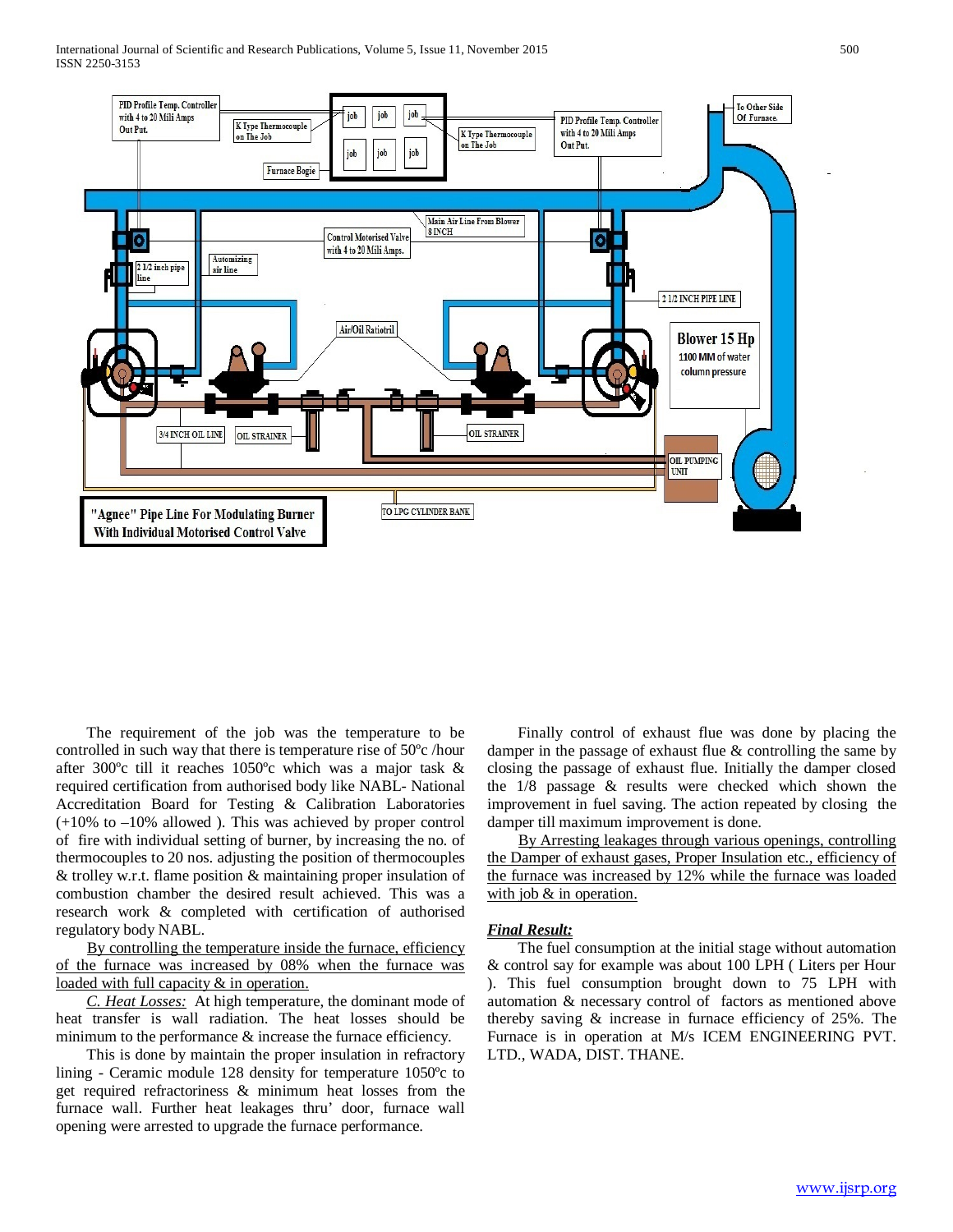"Agnee" Pipe Line For Modulating Burner With Individual Motorised Control Valve

The requirement of the job was the temperature to be controlled in such way that there is temperature rise of 50ºc /hour after 300ºc till it reaches 1050ºc which was a major task & required certification from authorised body like NABL- National Accreditation Board for Testing & Calibration Laboratories (+10% to –10% allowed ). This was achieved by proper control of fire with individual setting of burner, by increasing the no. of thermocouples to 20 nos. adjusting the position of thermocouples & trolley w.r.t. flame position & maintaining proper insulation of combustion chamber the desired result achieved. This was a research work & completed with certification of authorised regulatory body NABL.

By controlling the temperature inside the furnace, efficiency of the furnace was increased by 08% when the furnace was loaded with full capacity & in operation.

*C. Heat Losses:* At high temperature, the dominant mode of heat transfer is wall radiation. The heat losses should be minimum to the performance & increase the furnace efficiency.

This is done by maintain the proper insulation in refractory lining - Ceramic module 128 density for temperature 1050ºc to get required refractoriness & minimum heat losses from the furnace wall. Further heat leakages thru' door, furnace wall opening were arrested to upgrade the furnace performance.

Finally control of exhaust flue was done by placing the damper in the passage of exhaust flue & controlling the same by closing the passage of exhaust flue. Initially the damper closed the 1/8 passage & results were checked which shown the improvement in fuel saving. The action repeated by closing the damper till maximum improvement is done.

By Arresting leakages through various openings, controlling the Damper of exhaust gases, Proper Insulation etc., efficiency of the furnace was increased by 12% while the furnace was loaded with job & in operation.

***Final Result:***

The fuel consumption at the initial stage without automation & control say for example was about 100 LPH ( Liters per Hour ). This fuel consumption brought down to 75 LPH with automation & necessary control of factors as mentioned above thereby saving & increase in furnace efficiency of 25%. The Furnace is in operation at M/s ICEM ENGINEERING PVT. LTD., WADA, DIST. THANE.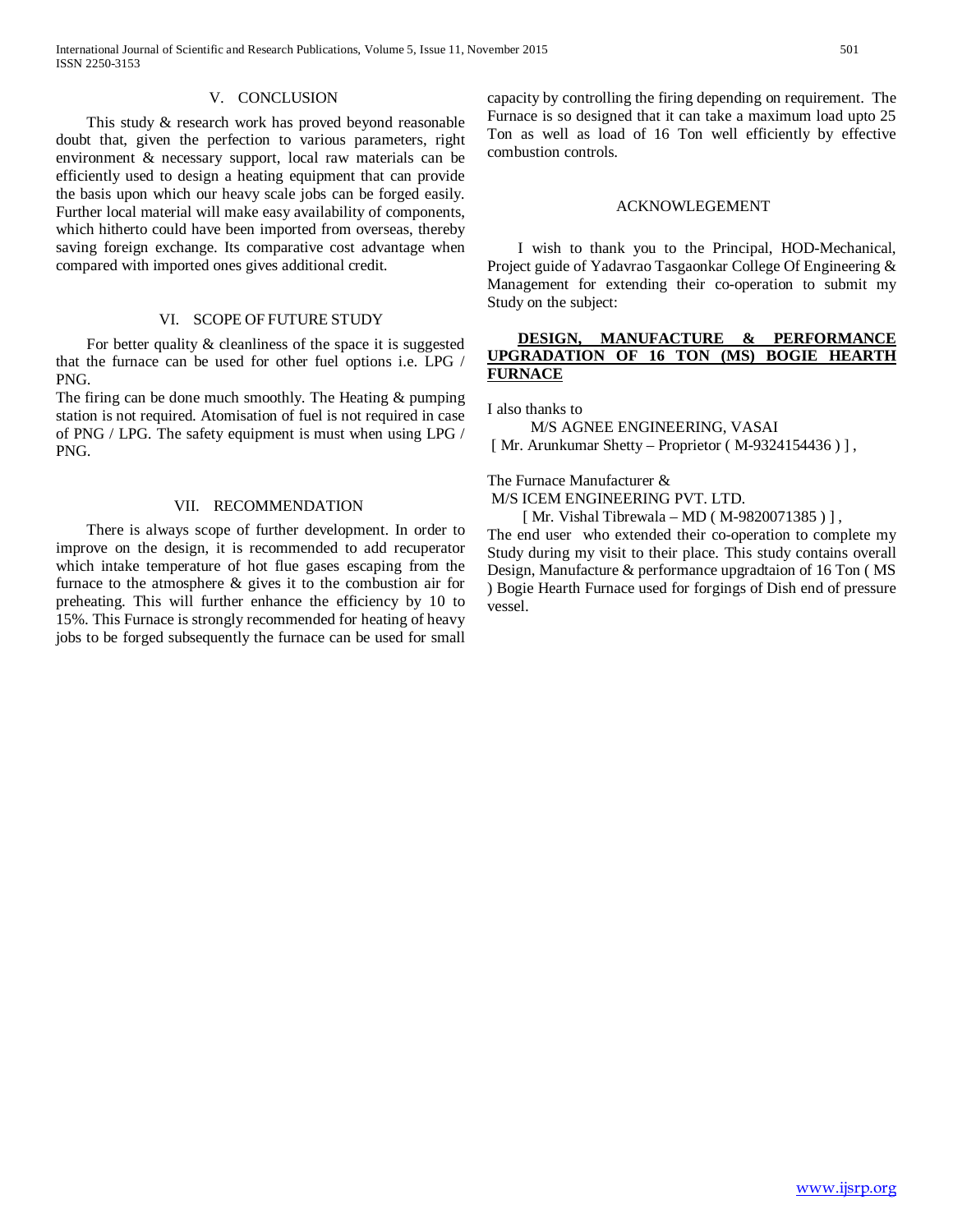## V. CONCLUSION

This study & research work has proved beyond reasonable doubt that, given the perfection to various parameters, right environment & necessary support, local raw materials can be efficiently used to design a heating equipment that can provide the basis upon which our heavy scale jobs can be forged easily. Further local material will make easy availability of components, which hitherto could have been imported from overseas, thereby saving foreign exchange. Its comparative cost advantage when compared with imported ones gives additional credit.

## VI. SCOPE OF FUTURE STUDY

For better quality & cleanliness of the space it is suggested that the furnace can be used for other fuel options i.e. LPG / PNG.

The firing can be done much smoothly. The Heating & pumping station is not required. Atomisation of fuel is not required in case of PNG / LPG. The safety equipment is must when using LPG / PNG.

## VII. RECOMMENDATION

There is always scope of further development. In order to improve on the design, it is recommended to add recuperator which intake temperature of hot flue gases escaping from the furnace to the atmosphere & gives it to the combustion air for preheating. This will further enhance the efficiency by 10 to 15%. This Furnace is strongly recommended for heating of heavy jobs to be forged subsequently the furnace can be used for small capacity by controlling the firing depending on requirement. The Furnace is so designed that it can take a maximum load upto 25 Ton as well as load of 16 Ton well efficiently by effective combustion controls.

## ACKNOWLEGEMENT

I wish to thank you to the Principal, HOD-Mechanical, Project guide of Yadavrao Tasgaonkar College Of Engineering & Management for extending their co-operation to submit my Study on the subject:

**DESIGN, MANUFACTURE & PERFORMANCE UPGRADATION OF 16 TON (MS) BOGIE HEARTH FURNACE**

I also thanks to

M/S AGNEE ENGINEERING, VASAI
[ Mr. Arunkumar Shetty – Proprietor ( M-9324154436 ) ] ,

The Furnace Manufacturer &
M/S ICEM ENGINEERING PVT. LTD.
[ Mr. Vishal Tibrewala – MD ( M-9820071385 ) ] ,
The end user who extended their co-operation to complete my Study during my visit to their place. This study contains overall Design, Manufacture & performance upgradtaion of 16 Ton ( MS ) Bogie Hearth Furnace used for forgings of Dish end of pressure vessel.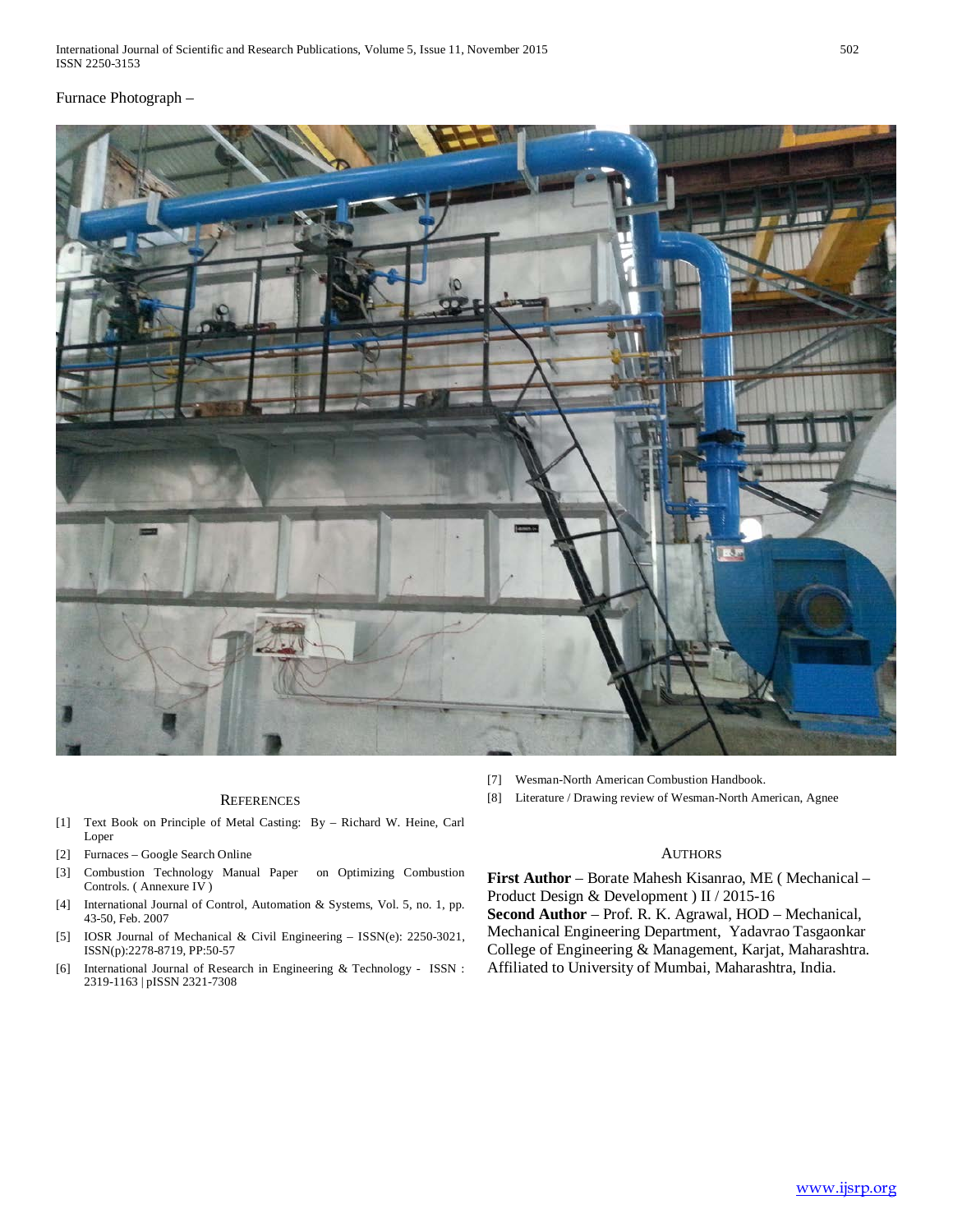Furnace Photograph –

## References

- [1] Text Book on Principle of Metal Casting: By – Richard W. Heine, Carl Loper
- [2] Furnaces – Google Search Online
- [3] Combustion Technology Manual Paper on Optimizing Combustion Controls. ( Annexure IV )
- [4] International Journal of Control, Automation & Systems, Vol. 5, no. 1, pp. 43-50, Feb. 2007
- [5] IOSR Journal of Mechanical & Civil Engineering – ISSN(e): 2250-3021, ISSN(p):2278-8719, PP:50-57
- [6] International Journal of Research in Engineering & Technology - ISSN : 2319-1163 | pISSN 2321-7308
- [7] Wesman-North American Combustion Handbook.
- [8] Literature / Drawing review of Wesman-North American, Agnee

## Authors

**First Author** – Borate Mahesh Kisanrao, ME ( Mechanical – Product Design & Development ) II / 2015-16

**Second Author** – Prof. R. K. Agrawal, HOD – Mechanical, Mechanical Engineering Department, Yadavrao Tasgaonkar College of Engineering & Management, Karjat, Maharashtra. Affiliated to University of Mumbai, Maharashtra, India.